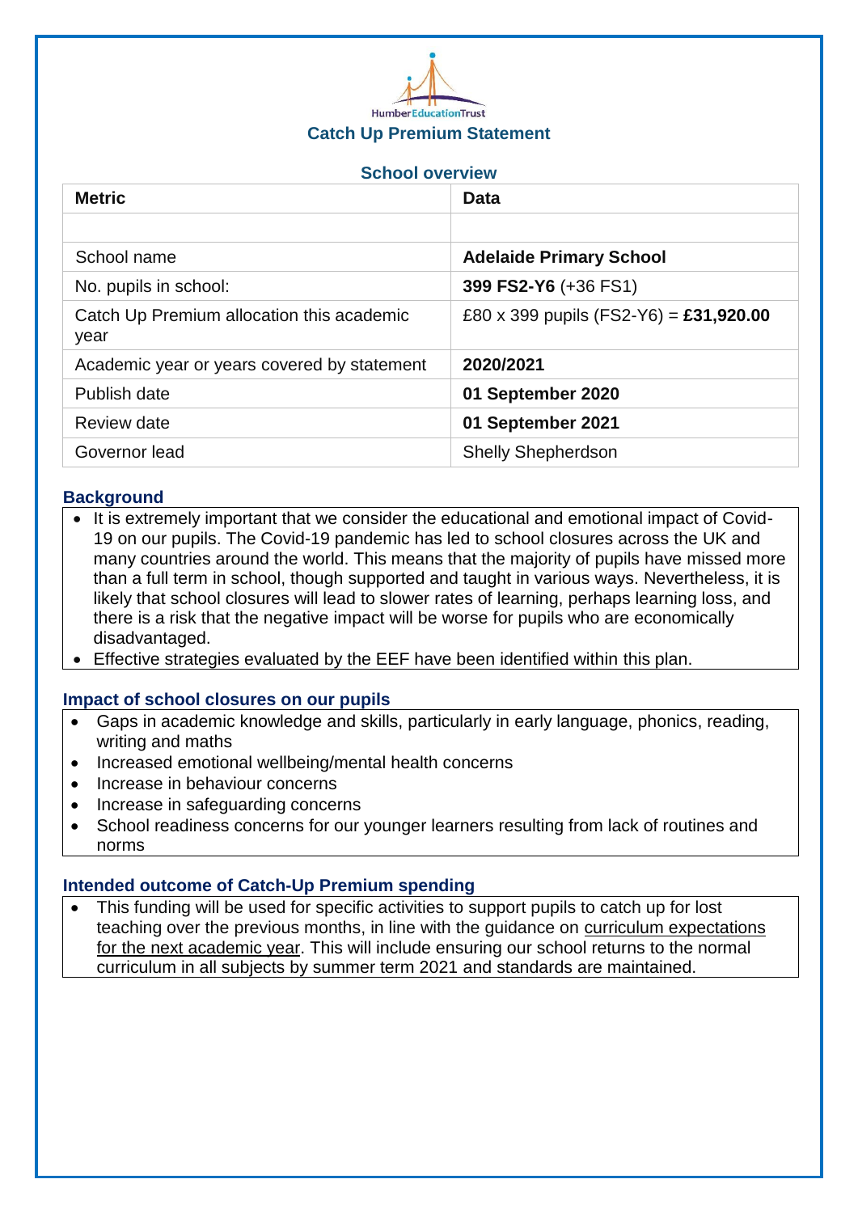HumberEducationTrust

# Catch Up Premium Statement

## School overview

| Metric | Data |
|---|---|
| | |
| School name | **Adelaide Primary School** |
| No. pupils in school: | **399 FS2-Y6** (+36 FS1) |
| Catch Up Premium allocation this academic year | £80 x 399 pupils (FS2-Y6) = **£31,920.00** |
| Academic year or years covered by statement | **2020/2021** |
| Publish date | **01 September 2020** |
| Review date | **01 September 2021** |
| Governor lead | Shelly Shepherdson |

## Background

- It is extremely important that we consider the educational and emotional impact of Covid-19 on our pupils. The Covid-19 pandemic has led to school closures across the UK and many countries around the world. This means that the majority of pupils have missed more than a full term in school, though supported and taught in various ways. Nevertheless, it is likely that school closures will lead to slower rates of learning, perhaps learning loss, and there is a risk that the negative impact will be worse for pupils who are economically disadvantaged.
- Effective strategies evaluated by the EEF have been identified within this plan.

## Impact of school closures on our pupils

- Gaps in academic knowledge and skills, particularly in early language, phonics, reading, writing and maths
- Increased emotional wellbeing/mental health concerns
- Increase in behaviour concerns
- Increase in safeguarding concerns
- School readiness concerns for our younger learners resulting from lack of routines and norms

## Intended outcome of Catch-Up Premium spending

- This funding will be used for specific activities to support pupils to catch up for lost teaching over the previous months, in line with the guidance on curriculum expectations for the next academic year. This will include ensuring our school returns to the normal curriculum in all subjects by summer term 2021 and standards are maintained.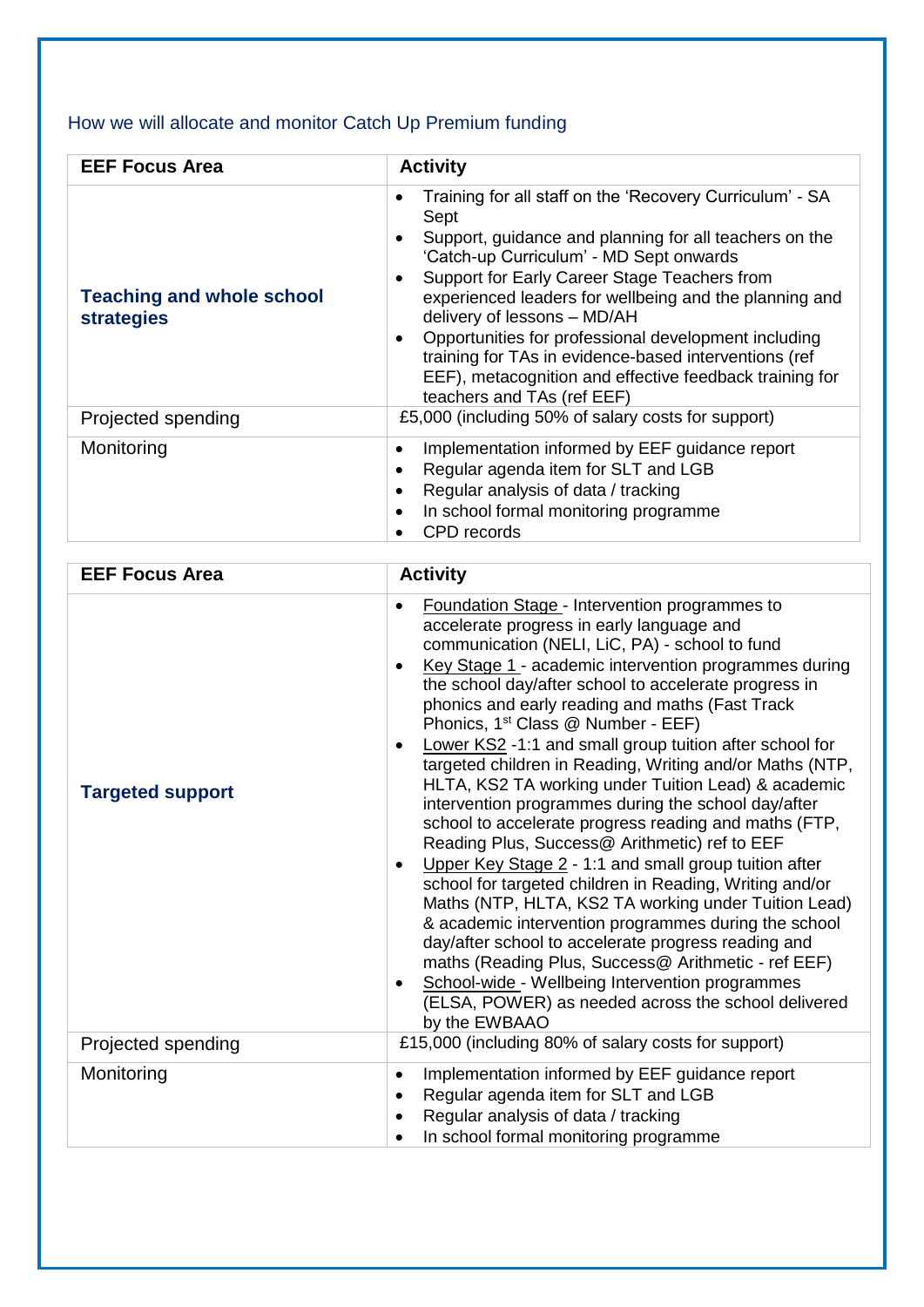## How we will allocate and monitor Catch Up Premium funding

| EEF Focus Area | Activity |
| --- | --- |
| **Teaching and whole school strategies** | • Training for all staff on the 'Recovery Curriculum' - SA Sept<br>• Support, guidance and planning for all teachers on the 'Catch-up Curriculum' - MD Sept onwards<br>• Support for Early Career Stage Teachers from experienced leaders for wellbeing and the planning and delivery of lessons – MD/AH<br>• Opportunities for professional development including training for TAs in evidence-based interventions (ref EEF), metacognition and effective feedback training for teachers and TAs (ref EEF) |
| Projected spending | £5,000 (including 50% of salary costs for support) |
| Monitoring | • Implementation informed by EEF guidance report<br>• Regular agenda item for SLT and LGB<br>• Regular analysis of data / tracking<br>• In school formal monitoring programme<br>• CPD records |

| EEF Focus Area | Activity |
| --- | --- |
| **Targeted support** | • Foundation Stage - Intervention programmes to accelerate progress in early language and communication (NELI, LiC, PA) - school to fund<br>• Key Stage 1 - academic intervention programmes during the school day/after school to accelerate progress in phonics and early reading and maths (Fast Track Phonics, 1st Class @ Number - EEF)<br>• Lower KS2 -1:1 and small group tuition after school for targeted children in Reading, Writing and/or Maths (NTP, HLTA, KS2 TA working under Tuition Lead) & academic intervention programmes during the school day/after school to accelerate progress reading and maths (FTP, Reading Plus, Success@ Arithmetic) ref to EEF<br>• Upper Key Stage 2 - 1:1 and small group tuition after school for targeted children in Reading, Writing and/or Maths (NTP, HLTA, KS2 TA working under Tuition Lead) & academic intervention programmes during the school day/after school to accelerate progress reading and maths (Reading Plus, Success@ Arithmetic - ref EEF)<br>• School-wide - Wellbeing Intervention programmes (ELSA, POWER) as needed across the school delivered by the EWBAAO |
| Projected spending | £15,000 (including 80% of salary costs for support) |
| Monitoring | • Implementation informed by EEF guidance report<br>• Regular agenda item for SLT and LGB<br>• Regular analysis of data / tracking<br>• In school formal monitoring programme |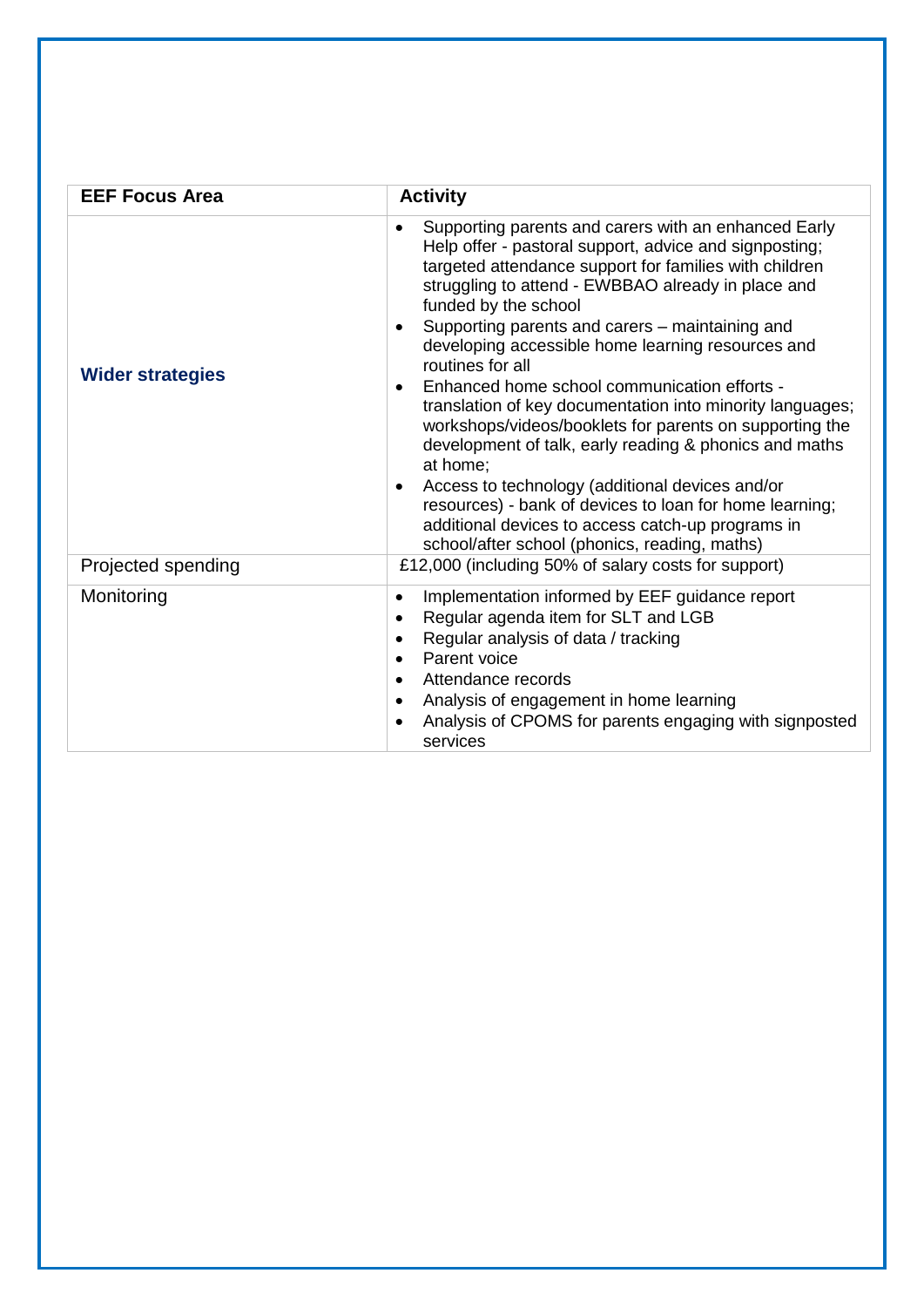| EEF Focus Area | Activity |
| --- | --- |
| **Wider strategies** | • Supporting parents and carers with an enhanced Early Help offer - pastoral support, advice and signposting; targeted attendance support for families with children struggling to attend - EWBBAO already in place and funded by the school<br>• Supporting parents and carers – maintaining and developing accessible home learning resources and routines for all<br>• Enhanced home school communication efforts - translation of key documentation into minority languages; workshops/videos/booklets for parents on supporting the development of talk, early reading & phonics and maths at home;<br>• Access to technology (additional devices and/or resources) - bank of devices to loan for home learning; additional devices to access catch-up programs in school/after school (phonics, reading, maths) |
| Projected spending | £12,000 (including 50% of salary costs for support) |
| Monitoring | • Implementation informed by EEF guidance report<br>• Regular agenda item for SLT and LGB<br>• Regular analysis of data / tracking<br>• Parent voice<br>• Attendance records<br>• Analysis of engagement in home learning<br>• Analysis of CPOMS for parents engaging with signposted services |